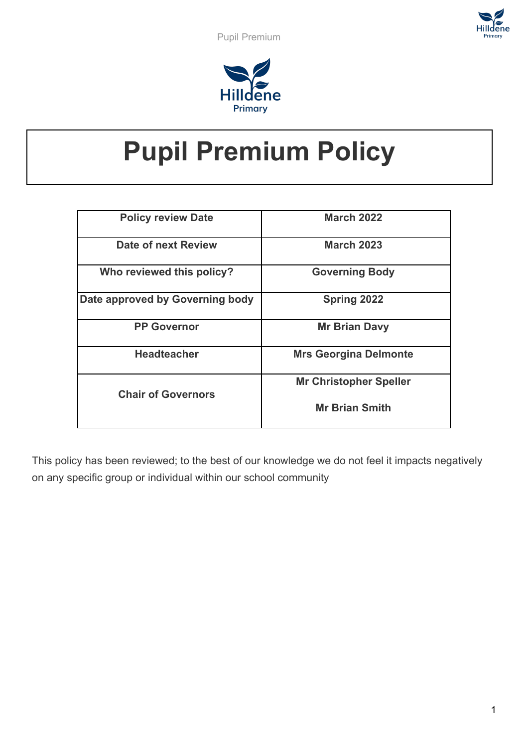# Pupil Premium Policy

| Policy review Date | March 2022 |
|---|---|
| Date of next Review | March 2023 |
| Who reviewed this policy? | Governing Body |
| Date approved by Governing body | Spring 2022 |
| PP Governor | Mr Brian Davy |
| Headteacher | Mrs Georgina Delmonte |
| Chair of Governors | Mr Christopher Speller<br>Mr Brian Smith |

This policy has been reviewed; to the best of our knowledge we do not feel it impacts negatively on any specific group or individual within our school community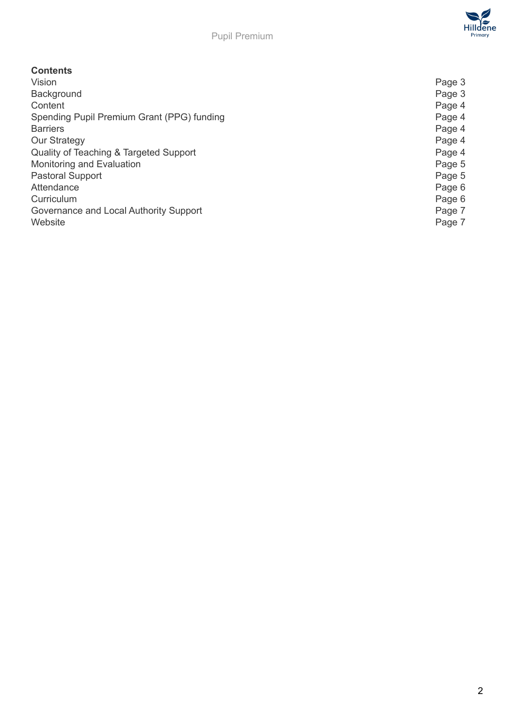**Contents**

| | |
|---|---|
| Vision | Page 3 |
| Background | Page 3 |
| Content | Page 4 |
| Spending Pupil Premium Grant (PPG) funding | Page 4 |
| Barriers | Page 4 |
| Our Strategy | Page 4 |
| Quality of Teaching & Targeted Support | Page 4 |
| Monitoring and Evaluation | Page 5 |
| Pastoral Support | Page 5 |
| Attendance | Page 6 |
| Curriculum | Page 6 |
| Governance and Local Authority Support | Page 7 |
| Website | Page 7 |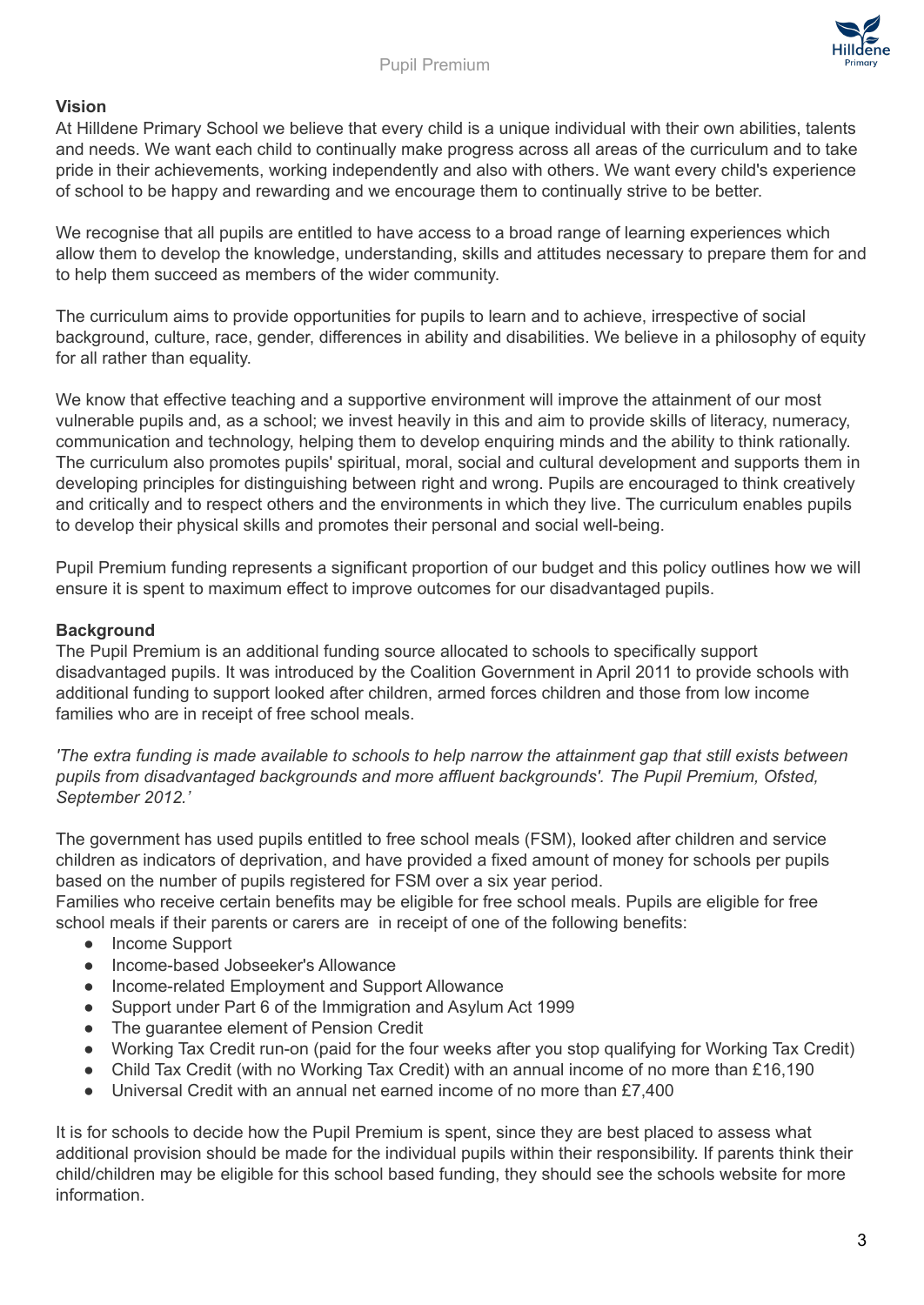**Vision**

At Hilldene Primary School we believe that every child is a unique individual with their own abilities, talents and needs. We want each child to continually make progress across all areas of the curriculum and to take pride in their achievements, working independently and also with others. We want every child's experience of school to be happy and rewarding and we encourage them to continually strive to be better.

We recognise that all pupils are entitled to have access to a broad range of learning experiences which allow them to develop the knowledge, understanding, skills and attitudes necessary to prepare them for and to help them succeed as members of the wider community.

The curriculum aims to provide opportunities for pupils to learn and to achieve, irrespective of social background, culture, race, gender, differences in ability and disabilities. We believe in a philosophy of equity for all rather than equality.

We know that effective teaching and a supportive environment will improve the attainment of our most vulnerable pupils and, as a school; we invest heavily in this and aim to provide skills of literacy, numeracy, communication and technology, helping them to develop enquiring minds and the ability to think rationally. The curriculum also promotes pupils' spiritual, moral, social and cultural development and supports them in developing principles for distinguishing between right and wrong. Pupils are encouraged to think creatively and critically and to respect others and the environments in which they live. The curriculum enables pupils to develop their physical skills and promotes their personal and social well-being.

Pupil Premium funding represents a significant proportion of our budget and this policy outlines how we will ensure it is spent to maximum effect to improve outcomes for our disadvantaged pupils.

**Background**

The Pupil Premium is an additional funding source allocated to schools to specifically support disadvantaged pupils. It was introduced by the Coalition Government in April 2011 to provide schools with additional funding to support looked after children, armed forces children and those from low income families who are in receipt of free school meals.

*'The extra funding is made available to schools to help narrow the attainment gap that still exists between pupils from disadvantaged backgrounds and more affluent backgrounds'. The Pupil Premium, Ofsted, September 2012.'*

The government has used pupils entitled to free school meals (FSM), looked after children and service children as indicators of deprivation, and have provided a fixed amount of money for schools per pupils based on the number of pupils registered for FSM over a six year period.
Families who receive certain benefits may be eligible for free school meals. Pupils are eligible for free school meals if their parents or carers are in receipt of one of the following benefits:

- Income Support
- Income-based Jobseeker's Allowance
- Income-related Employment and Support Allowance
- Support under Part 6 of the Immigration and Asylum Act 1999
- The guarantee element of Pension Credit
- Working Tax Credit run-on (paid for the four weeks after you stop qualifying for Working Tax Credit)
- Child Tax Credit (with no Working Tax Credit) with an annual income of no more than £16,190
- Universal Credit with an annual net earned income of no more than £7,400

It is for schools to decide how the Pupil Premium is spent, since they are best placed to assess what additional provision should be made for the individual pupils within their responsibility. If parents think their child/children may be eligible for this school based funding, they should see the schools website for more information.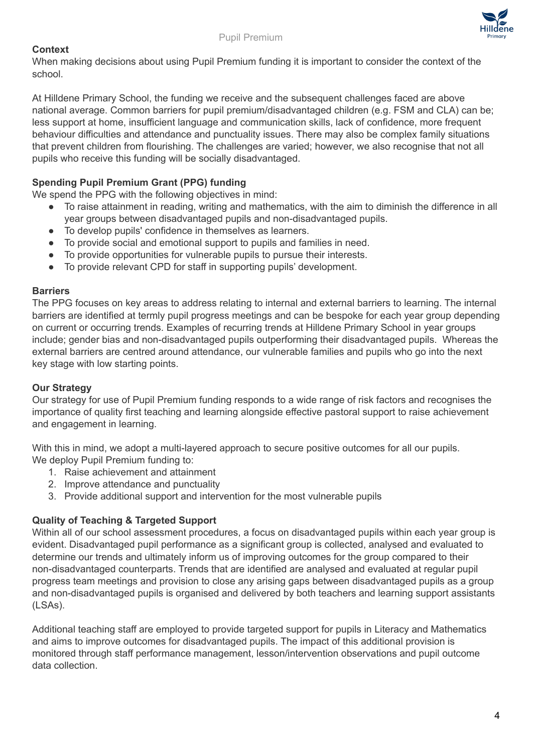**Context**

When making decisions about using Pupil Premium funding it is important to consider the context of the school.

At Hilldene Primary School, the funding we receive and the subsequent challenges faced are above national average. Common barriers for pupil premium/disadvantaged children (e.g. FSM and CLA) can be; less support at home, insufficient language and communication skills, lack of confidence, more frequent behaviour difficulties and attendance and punctuality issues. There may also be complex family situations that prevent children from flourishing. The challenges are varied; however, we also recognise that not all pupils who receive this funding will be socially disadvantaged.

**Spending Pupil Premium Grant (PPG) funding**

We spend the PPG with the following objectives in mind:

- To raise attainment in reading, writing and mathematics, with the aim to diminish the difference in all year groups between disadvantaged pupils and non-disadvantaged pupils.
- To develop pupils' confidence in themselves as learners.
- To provide social and emotional support to pupils and families in need.
- To provide opportunities for vulnerable pupils to pursue their interests.
- To provide relevant CPD for staff in supporting pupils' development.

**Barriers**

The PPG focuses on key areas to address relating to internal and external barriers to learning. The internal barriers are identified at termly pupil progress meetings and can be bespoke for each year group depending on current or occurring trends. Examples of recurring trends at Hilldene Primary School in year groups include; gender bias and non-disadvantaged pupils outperforming their disadvantaged pupils. Whereas the external barriers are centred around attendance, our vulnerable families and pupils who go into the next key stage with low starting points.

**Our Strategy**

Our strategy for use of Pupil Premium funding responds to a wide range of risk factors and recognises the importance of quality first teaching and learning alongside effective pastoral support to raise achievement and engagement in learning.

With this in mind, we adopt a multi-layered approach to secure positive outcomes for all our pupils. We deploy Pupil Premium funding to:

1. Raise achievement and attainment
2. Improve attendance and punctuality
3. Provide additional support and intervention for the most vulnerable pupils

**Quality of Teaching & Targeted Support**

Within all of our school assessment procedures, a focus on disadvantaged pupils within each year group is evident. Disadvantaged pupil performance as a significant group is collected, analysed and evaluated to determine our trends and ultimately inform us of improving outcomes for the group compared to their non-disadvantaged counterparts. Trends that are identified are analysed and evaluated at regular pupil progress team meetings and provision to close any arising gaps between disadvantaged pupils as a group and non-disadvantaged pupils is organised and delivered by both teachers and learning support assistants (LSAs).

Additional teaching staff are employed to provide targeted support for pupils in Literacy and Mathematics and aims to improve outcomes for disadvantaged pupils. The impact of this additional provision is monitored through staff performance management, lesson/intervention observations and pupil outcome data collection.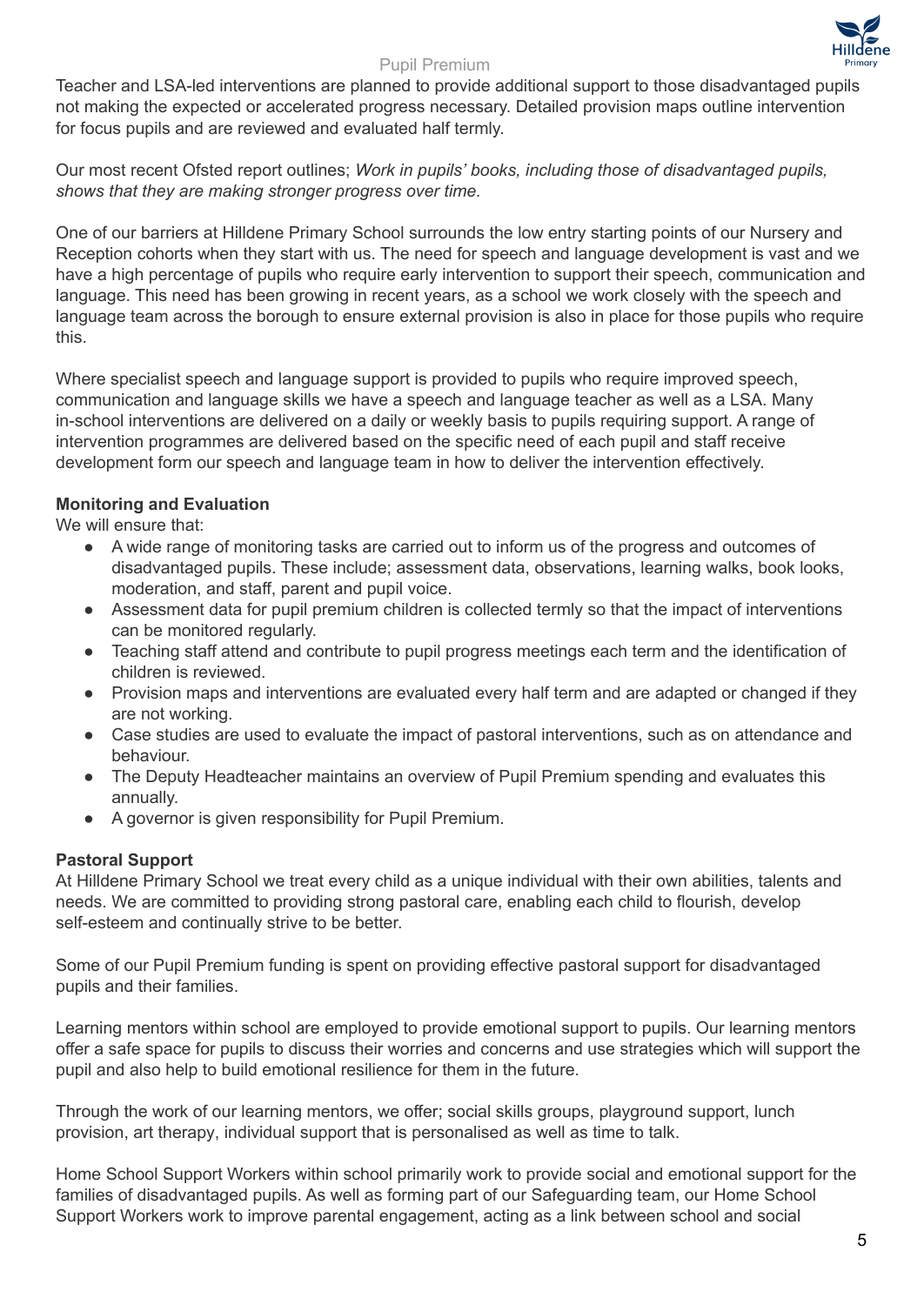Teacher and LSA-led interventions are planned to provide additional support to those disadvantaged pupils not making the expected or accelerated progress necessary. Detailed provision maps outline intervention for focus pupils and are reviewed and evaluated half termly.

Our most recent Ofsted report outlines; *Work in pupils' books, including those of disadvantaged pupils, shows that they are making stronger progress over time.*

One of our barriers at Hilldene Primary School surrounds the low entry starting points of our Nursery and Reception cohorts when they start with us. The need for speech and language development is vast and we have a high percentage of pupils who require early intervention to support their speech, communication and language. This need has been growing in recent years, as a school we work closely with the speech and language team across the borough to ensure external provision is also in place for those pupils who require this.

Where specialist speech and language support is provided to pupils who require improved speech, communication and language skills we have a speech and language teacher as well as a LSA. Many in-school interventions are delivered on a daily or weekly basis to pupils requiring support. A range of intervention programmes are delivered based on the specific need of each pupil and staff receive development form our speech and language team in how to deliver the intervention effectively.

**Monitoring and Evaluation**

We will ensure that:

- A wide range of monitoring tasks are carried out to inform us of the progress and outcomes of disadvantaged pupils. These include; assessment data, observations, learning walks, book looks, moderation, and staff, parent and pupil voice.
- Assessment data for pupil premium children is collected termly so that the impact of interventions can be monitored regularly.
- Teaching staff attend and contribute to pupil progress meetings each term and the identification of children is reviewed.
- Provision maps and interventions are evaluated every half term and are adapted or changed if they are not working.
- Case studies are used to evaluate the impact of pastoral interventions, such as on attendance and behaviour.
- The Deputy Headteacher maintains an overview of Pupil Premium spending and evaluates this annually.
- A governor is given responsibility for Pupil Premium.

**Pastoral Support**

At Hilldene Primary School we treat every child as a unique individual with their own abilities, talents and needs. We are committed to providing strong pastoral care, enabling each child to flourish, develop self-esteem and continually strive to be better.

Some of our Pupil Premium funding is spent on providing effective pastoral support for disadvantaged pupils and their families.

Learning mentors within school are employed to provide emotional support to pupils. Our learning mentors offer a safe space for pupils to discuss their worries and concerns and use strategies which will support the pupil and also help to build emotional resilience for them in the future.

Through the work of our learning mentors, we offer; social skills groups, playground support, lunch provision, art therapy, individual support that is personalised as well as time to talk.

Home School Support Workers within school primarily work to provide social and emotional support for the families of disadvantaged pupils. As well as forming part of our Safeguarding team, our Home School Support Workers work to improve parental engagement, acting as a link between school and social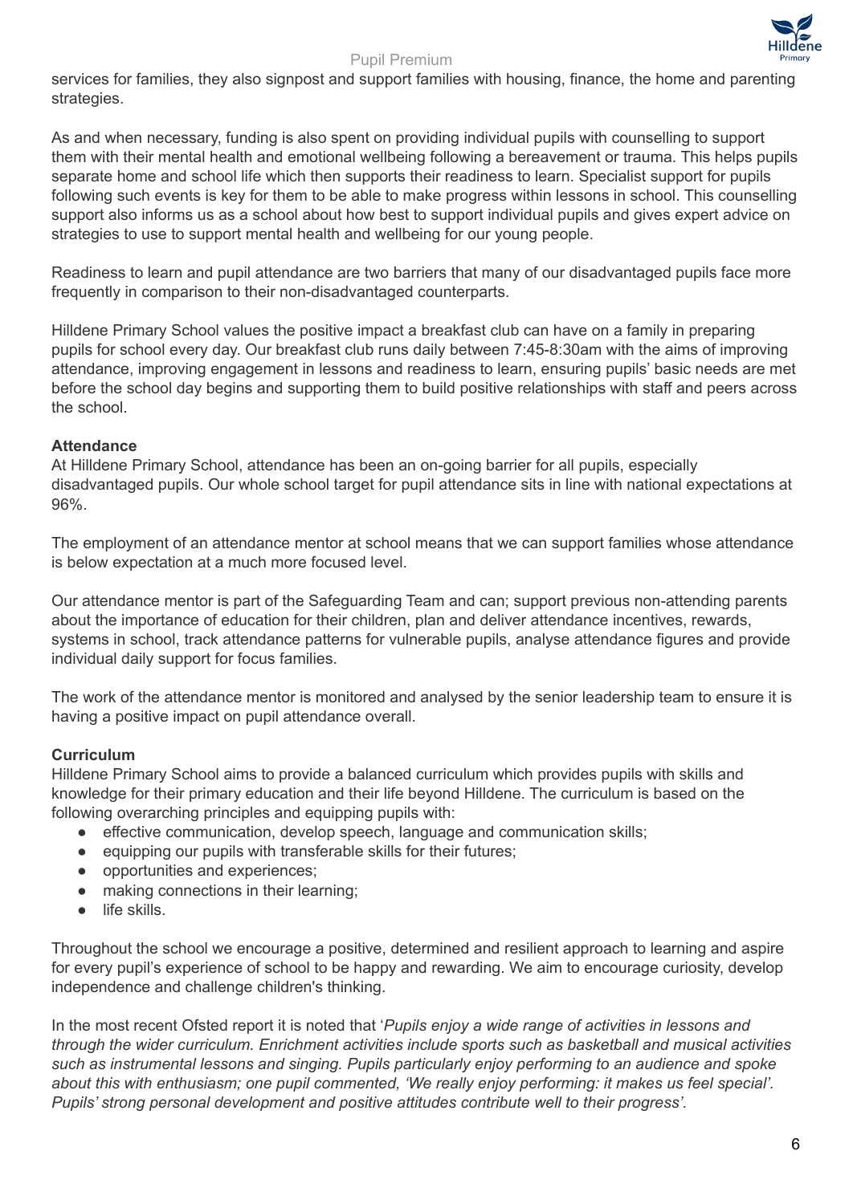services for families, they also signpost and support families with housing, finance, the home and parenting strategies.

As and when necessary, funding is also spent on providing individual pupils with counselling to support them with their mental health and emotional wellbeing following a bereavement or trauma. This helps pupils separate home and school life which then supports their readiness to learn. Specialist support for pupils following such events is key for them to be able to make progress within lessons in school. This counselling support also informs us as a school about how best to support individual pupils and gives expert advice on strategies to use to support mental health and wellbeing for our young people.

Readiness to learn and pupil attendance are two barriers that many of our disadvantaged pupils face more frequently in comparison to their non-disadvantaged counterparts.

Hilldene Primary School values the positive impact a breakfast club can have on a family in preparing pupils for school every day. Our breakfast club runs daily between 7:45-8:30am with the aims of improving attendance, improving engagement in lessons and readiness to learn, ensuring pupils' basic needs are met before the school day begins and supporting them to build positive relationships with staff and peers across the school.

**Attendance**

At Hilldene Primary School, attendance has been an on-going barrier for all pupils, especially disadvantaged pupils. Our whole school target for pupil attendance sits in line with national expectations at 96%.

The employment of an attendance mentor at school means that we can support families whose attendance is below expectation at a much more focused level.

Our attendance mentor is part of the Safeguarding Team and can; support previous non-attending parents about the importance of education for their children, plan and deliver attendance incentives, rewards, systems in school, track attendance patterns for vulnerable pupils, analyse attendance figures and provide individual daily support for focus families.

The work of the attendance mentor is monitored and analysed by the senior leadership team to ensure it is having a positive impact on pupil attendance overall.

**Curriculum**

Hilldene Primary School aims to provide a balanced curriculum which provides pupils with skills and knowledge for their primary education and their life beyond Hilldene. The curriculum is based on the following overarching principles and equipping pupils with:

- effective communication, develop speech, language and communication skills;
- equipping our pupils with transferable skills for their futures;
- opportunities and experiences;
- making connections in their learning;
- life skills.

Throughout the school we encourage a positive, determined and resilient approach to learning and aspire for every pupil's experience of school to be happy and rewarding. We aim to encourage curiosity, develop independence and challenge children's thinking.

In the most recent Ofsted report it is noted that '*Pupils enjoy a wide range of activities in lessons and through the wider curriculum. Enrichment activities include sports such as basketball and musical activities such as instrumental lessons and singing. Pupils particularly enjoy performing to an audience and spoke about this with enthusiasm; one pupil commented, 'We really enjoy performing: it makes us feel special'. Pupils' strong personal development and positive attitudes contribute well to their progress'.*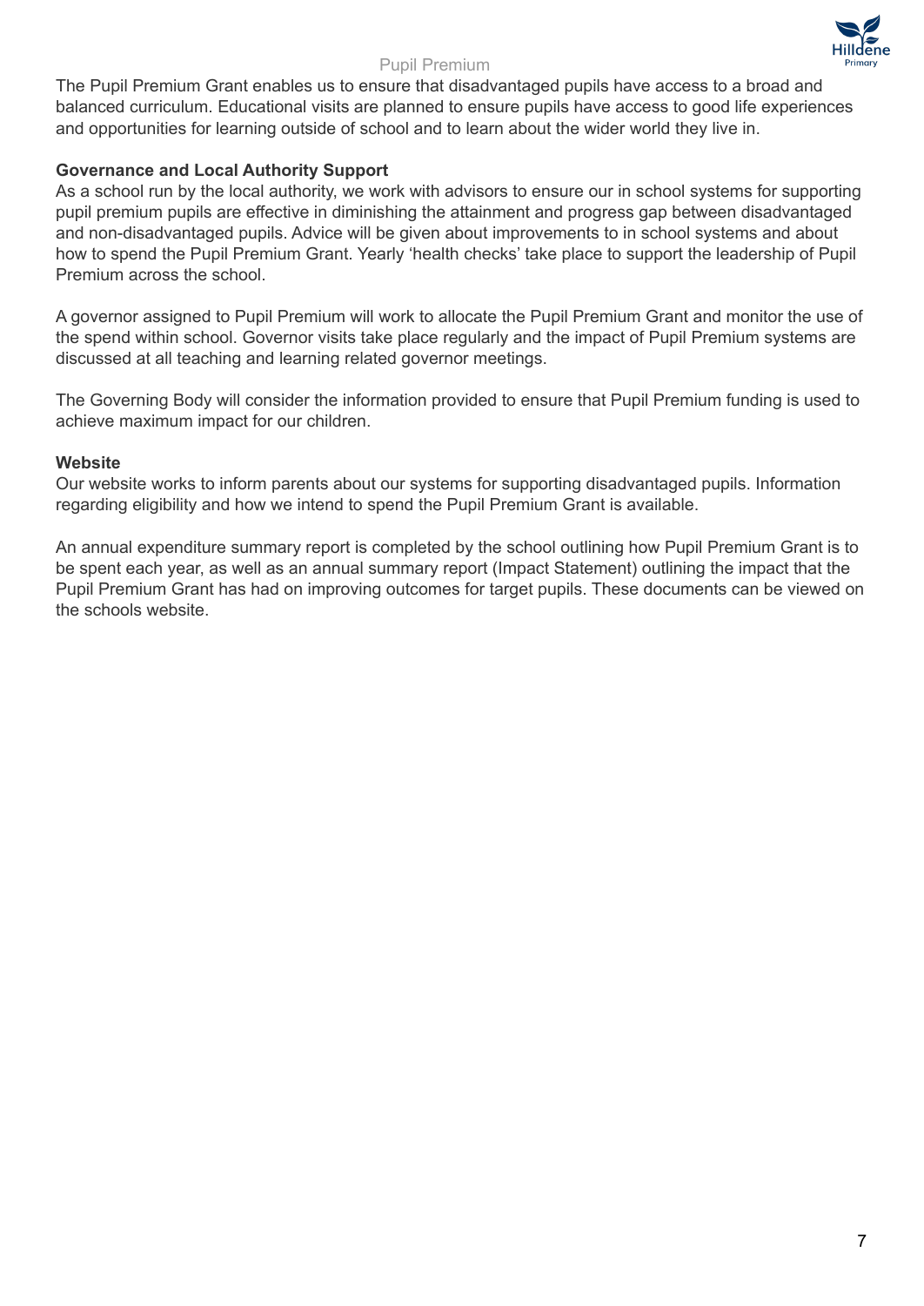The Pupil Premium Grant enables us to ensure that disadvantaged pupils have access to a broad and balanced curriculum. Educational visits are planned to ensure pupils have access to good life experiences and opportunities for learning outside of school and to learn about the wider world they live in.

**Governance and Local Authority Support**

As a school run by the local authority, we work with advisors to ensure our in school systems for supporting pupil premium pupils are effective in diminishing the attainment and progress gap between disadvantaged and non-disadvantaged pupils. Advice will be given about improvements to in school systems and about how to spend the Pupil Premium Grant. Yearly 'health checks' take place to support the leadership of Pupil Premium across the school.

A governor assigned to Pupil Premium will work to allocate the Pupil Premium Grant and monitor the use of the spend within school. Governor visits take place regularly and the impact of Pupil Premium systems are discussed at all teaching and learning related governor meetings.

The Governing Body will consider the information provided to ensure that Pupil Premium funding is used to achieve maximum impact for our children.

**Website**

Our website works to inform parents about our systems for supporting disadvantaged pupils. Information regarding eligibility and how we intend to spend the Pupil Premium Grant is available.

An annual expenditure summary report is completed by the school outlining how Pupil Premium Grant is to be spent each year, as well as an annual summary report (Impact Statement) outlining the impact that the Pupil Premium Grant has had on improving outcomes for target pupils. These documents can be viewed on the schools website.